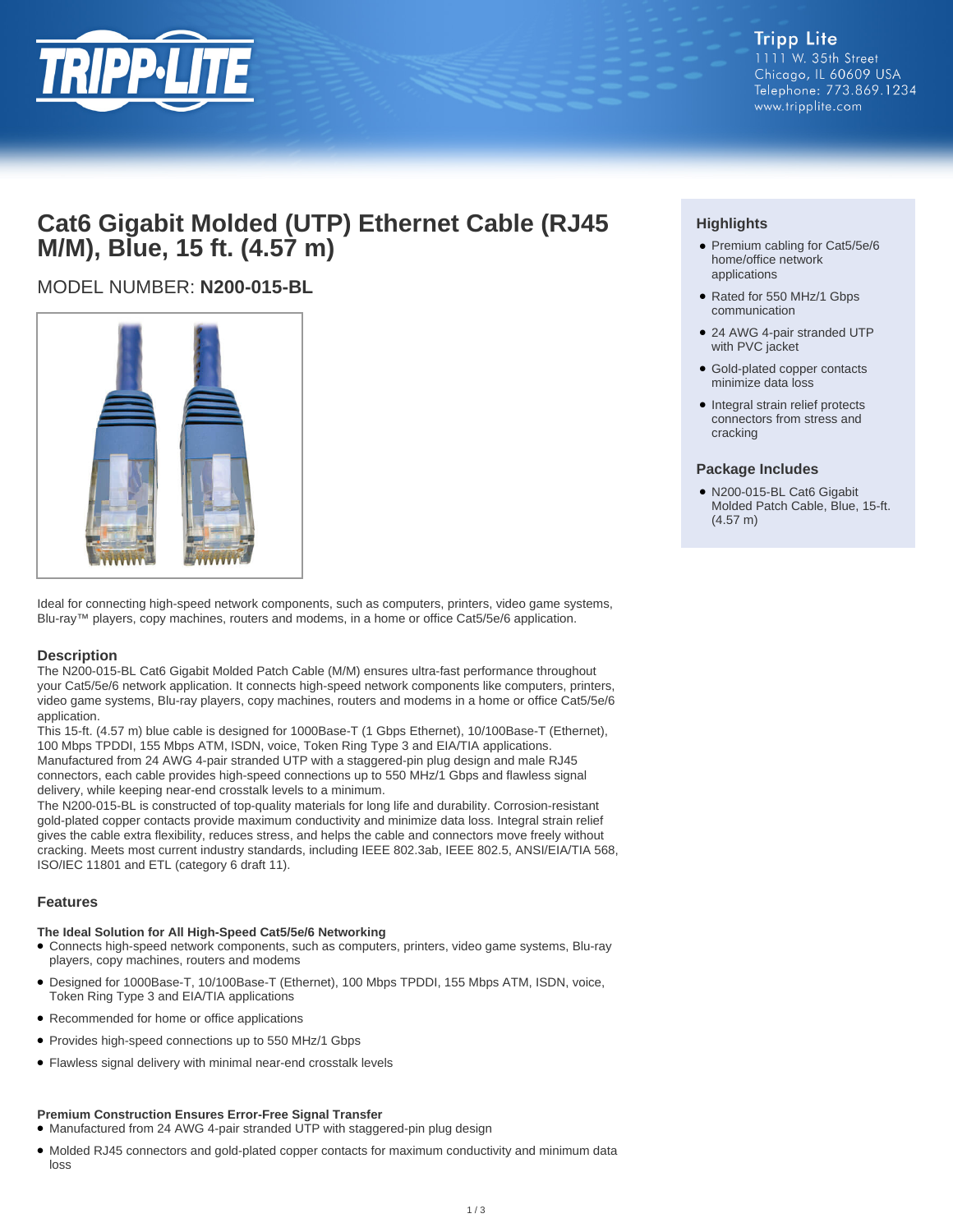Tripp Lite
1111 W. 35th Street
Chicago, IL 60609 USA
Telephone: 773.869.1234
www.tripplite.com

# Cat6 Gigabit Molded (UTP) Ethernet Cable (RJ45 M/M), Blue, 15 ft. (4.57 m)

MODEL NUMBER: **N200-015-BL**

Ideal for connecting high-speed network components, such as computers, printers, video game systems, Blu-ray™ players, copy machines, routers and modems, in a home or office Cat5/5e/6 application.

## Highlights

- Premium cabling for Cat5/5e/6 home/office network applications
- Rated for 550 MHz/1 Gbps communication
- 24 AWG 4-pair stranded UTP with PVC jacket
- Gold-plated copper contacts minimize data loss
- Integral strain relief protects connectors from stress and cracking

## Package Includes

- N200-015-BL Cat6 Gigabit Molded Patch Cable, Blue, 15-ft. (4.57 m)

## Description

The N200-015-BL Cat6 Gigabit Molded Patch Cable (M/M) ensures ultra-fast performance throughout your Cat5/5e/6 network application. It connects high-speed network components like computers, printers, video game systems, Blu-ray players, copy machines, routers and modems in a home or office Cat5/5e/6 application.

This 15-ft. (4.57 m) blue cable is designed for 1000Base-T (1 Gbps Ethernet), 10/100Base-T (Ethernet), 100 Mbps TPDDI, 155 Mbps ATM, ISDN, voice, Token Ring Type 3 and EIA/TIA applications. Manufactured from 24 AWG 4-pair stranded UTP with a staggered-pin plug design and male RJ45 connectors, each cable provides high-speed connections up to 550 MHz/1 Gbps and flawless signal delivery, while keeping near-end crosstalk levels to a minimum.

The N200-015-BL is constructed of top-quality materials for long life and durability. Corrosion-resistant gold-plated copper contacts provide maximum conductivity and minimize data loss. Integral strain relief gives the cable extra flexibility, reduces stress, and helps the cable and connectors move freely without cracking. Meets most current industry standards, including IEEE 802.3ab, IEEE 802.5, ANSI/EIA/TIA 568, ISO/IEC 11801 and ETL (category 6 draft 11).

## Features

**The Ideal Solution for All High-Speed Cat5/5e/6 Networking**

- Connects high-speed network components, such as computers, printers, video game systems, Blu-ray players, copy machines, routers and modems
- Designed for 1000Base-T, 10/100Base-T (Ethernet), 100 Mbps TPDDI, 155 Mbps ATM, ISDN, voice, Token Ring Type 3 and EIA/TIA applications
- Recommended for home or office applications
- Provides high-speed connections up to 550 MHz/1 Gbps
- Flawless signal delivery with minimal near-end crosstalk levels

**Premium Construction Ensures Error-Free Signal Transfer**

- Manufactured from 24 AWG 4-pair stranded UTP with staggered-pin plug design
- Molded RJ45 connectors and gold-plated copper contacts for maximum conductivity and minimum data loss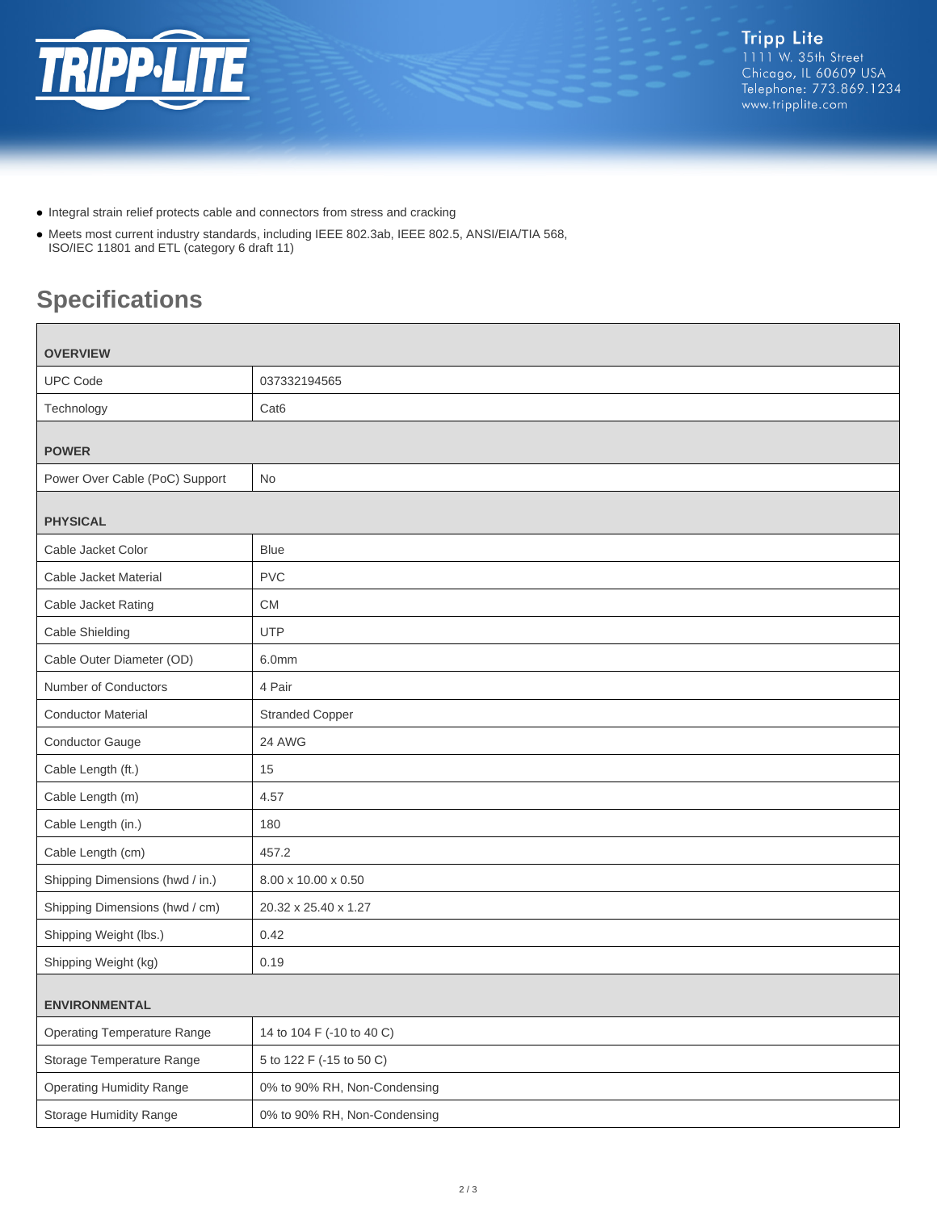- Integral strain relief protects cable and connectors from stress and cracking
- Meets most current industry standards, including IEEE 802.3ab, IEEE 802.5, ANSI/EIA/TIA 568, ISO/IEC 11801 and ETL (category 6 draft 11)

## Specifications

| **OVERVIEW** | |
|---|---|
| UPC Code | 037332194565 |
| Technology | Cat6 |
| **POWER** | |
| Power Over Cable (PoC) Support | No |
| **PHYSICAL** | |
| Cable Jacket Color | Blue |
| Cable Jacket Material | PVC |
| Cable Jacket Rating | CM |
| Cable Shielding | UTP |
| Cable Outer Diameter (OD) | 6.0mm |
| Number of Conductors | 4 Pair |
| Conductor Material | Stranded Copper |
| Conductor Gauge | 24 AWG |
| Cable Length (ft.) | 15 |
| Cable Length (m) | 4.57 |
| Cable Length (in.) | 180 |
| Cable Length (cm) | 457.2 |
| Shipping Dimensions (hwd / in.) | 8.00 x 10.00 x 0.50 |
| Shipping Dimensions (hwd / cm) | 20.32 x 25.40 x 1.27 |
| Shipping Weight (lbs.) | 0.42 |
| Shipping Weight (kg) | 0.19 |
| **ENVIRONMENTAL** | |
| Operating Temperature Range | 14 to 104 F (-10 to 40 C) |
| Storage Temperature Range | 5 to 122 F (-15 to 50 C) |
| Operating Humidity Range | 0% to 90% RH, Non-Condensing |
| Storage Humidity Range | 0% to 90% RH, Non-Condensing |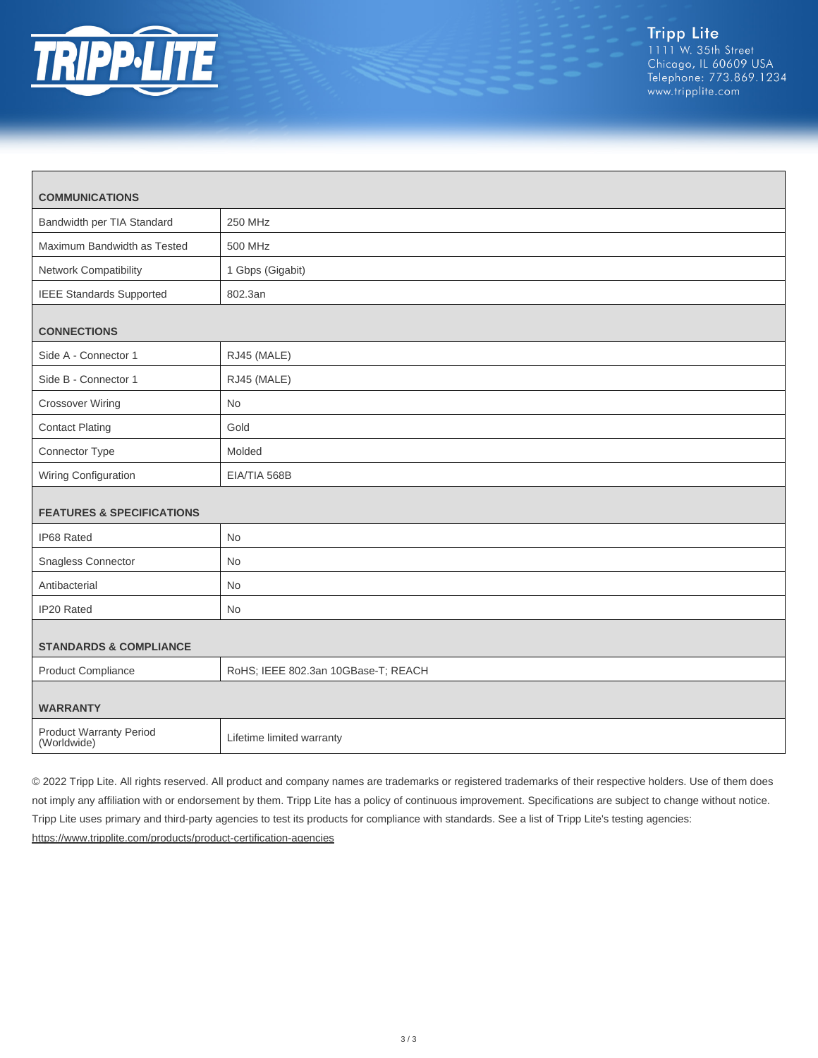Tripp Lite
1111 W. 35th Street
Chicago, IL 60609 USA
Telephone: 773.869.1234
www.tripplite.com

| | |
|---|---|
| **COMMUNICATIONS** | |
| Bandwidth per TIA Standard | 250 MHz |
| Maximum Bandwidth as Tested | 500 MHz |
| Network Compatibility | 1 Gbps (Gigabit) |
| IEEE Standards Supported | 802.3an |
| **CONNECTIONS** | |
| Side A - Connector 1 | RJ45 (MALE) |
| Side B - Connector 1 | RJ45 (MALE) |
| Crossover Wiring | No |
| Contact Plating | Gold |
| Connector Type | Molded |
| Wiring Configuration | EIA/TIA 568B |
| **FEATURES & SPECIFICATIONS** | |
| IP68 Rated | No |
| Snagless Connector | No |
| Antibacterial | No |
| IP20 Rated | No |
| **STANDARDS & COMPLIANCE** | |
| Product Compliance | RoHS; IEEE 802.3an 10GBase-T; REACH |
| **WARRANTY** | |
| Product Warranty Period (Worldwide) | Lifetime limited warranty |

© 2022 Tripp Lite. All rights reserved. All product and company names are trademarks or registered trademarks of their respective holders. Use of them does not imply any affiliation with or endorsement by them. Tripp Lite has a policy of continuous improvement. Specifications are subject to change without notice. Tripp Lite uses primary and third-party agencies to test its products for compliance with standards. See a list of Tripp Lite's testing agencies: https://www.tripplite.com/products/product-certification-agencies